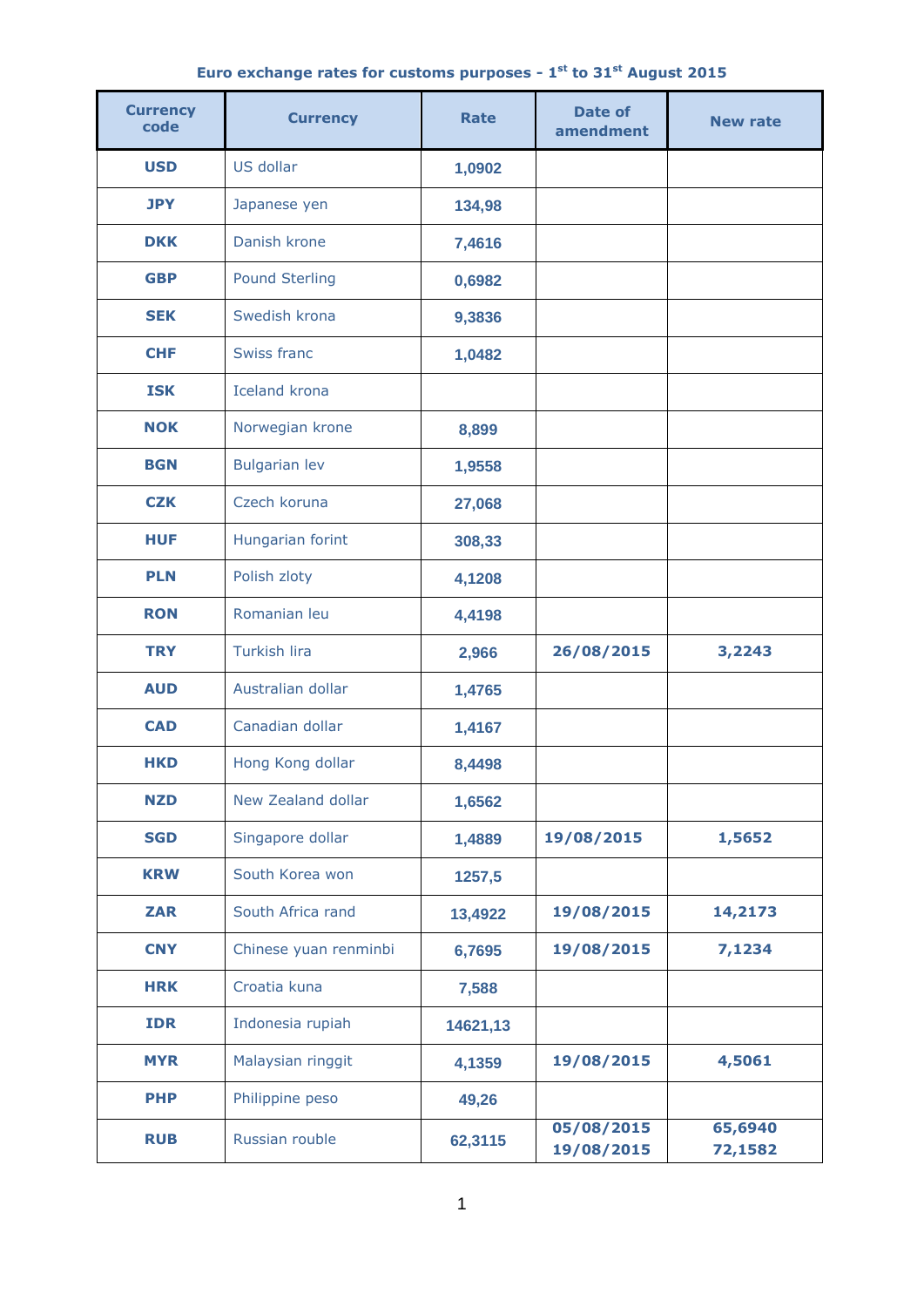# Euro exchange rates for customs purposes - 1st to 31st August 2015

| Currency code | Currency | Rate | Date of amendment | New rate |
|---|---|---|---|---|
| **USD** | US dollar | 1,0902 | | |
| **JPY** | Japanese yen | 134,98 | | |
| **DKK** | Danish krone | 7,4616 | | |
| **GBP** | Pound Sterling | 0,6982 | | |
| **SEK** | Swedish krona | 9,3836 | | |
| **CHF** | Swiss franc | 1,0482 | | |
| **ISK** | Iceland krona | | | |
| **NOK** | Norwegian krone | 8,899 | | |
| **BGN** | Bulgarian lev | 1,9558 | | |
| **CZK** | Czech koruna | 27,068 | | |
| **HUF** | Hungarian forint | 308,33 | | |
| **PLN** | Polish zloty | 4,1208 | | |
| **RON** | Romanian leu | 4,4198 | | |
| **TRY** | Turkish lira | 2,966 | 26/08/2015 | 3,2243 |
| **AUD** | Australian dollar | 1,4765 | | |
| **CAD** | Canadian dollar | 1,4167 | | |
| **HKD** | Hong Kong dollar | 8,4498 | | |
| **NZD** | New Zealand dollar | 1,6562 | | |
| **SGD** | Singapore dollar | 1,4889 | 19/08/2015 | 1,5652 |
| **KRW** | South Korea won | 1257,5 | | |
| **ZAR** | South Africa rand | 13,4922 | 19/08/2015 | 14,2173 |
| **CNY** | Chinese yuan renminbi | 6,7695 | 19/08/2015 | 7,1234 |
| **HRK** | Croatia kuna | 7,588 | | |
| **IDR** | Indonesia rupiah | 14621,13 | | |
| **MYR** | Malaysian ringgit | 4,1359 | 19/08/2015 | 4,5061 |
| **PHP** | Philippine peso | 49,26 | | |
| **RUB** | Russian rouble | 62,3115 | 05/08/2015<br>19/08/2015 | 65,6940<br>72,1582 |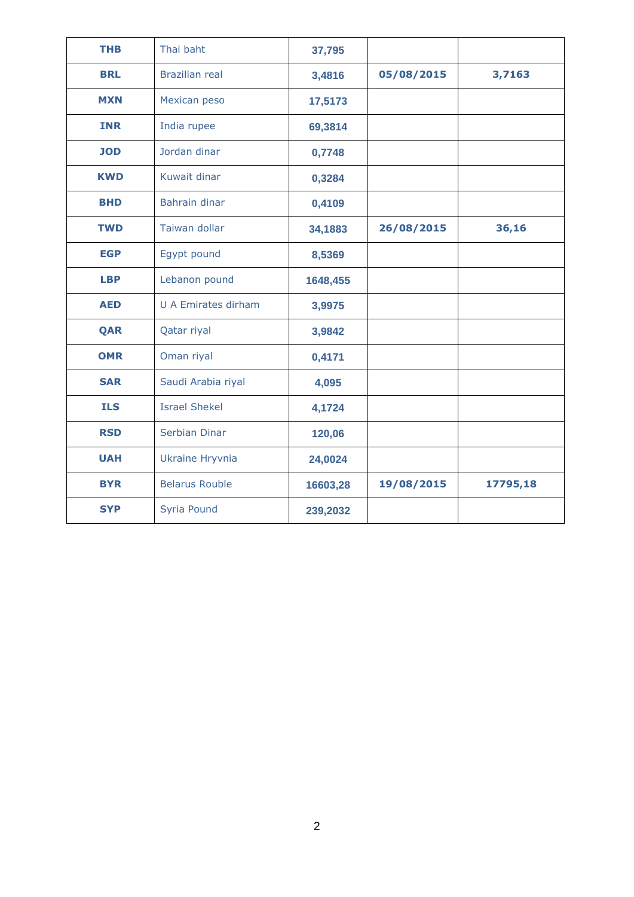| | | | | |
|---|---|---|---|---|
| **THB** | Thai baht | **37,795** | | |
| **BRL** | Brazilian real | **3,4816** | **05/08/2015** | **3,7163** |
| **MXN** | Mexican peso | **17,5173** | | |
| **INR** | India rupee | **69,3814** | | |
| **JOD** | Jordan dinar | **0,7748** | | |
| **KWD** | Kuwait dinar | **0,3284** | | |
| **BHD** | Bahrain dinar | **0,4109** | | |
| **TWD** | Taiwan dollar | **34,1883** | **26/08/2015** | **36,16** |
| **EGP** | Egypt pound | **8,5369** | | |
| **LBP** | Lebanon pound | **1648,455** | | |
| **AED** | U A Emirates dirham | **3,9975** | | |
| **QAR** | Qatar riyal | **3,9842** | | |
| **OMR** | Oman riyal | **0,4171** | | |
| **SAR** | Saudi Arabia riyal | **4,095** | | |
| **ILS** | Israel Shekel | **4,1724** | | |
| **RSD** | Serbian Dinar | **120,06** | | |
| **UAH** | Ukraine Hryvnia | **24,0024** | | |
| **BYR** | Belarus Rouble | **16603,28** | **19/08/2015** | **17795,18** |
| **SYP** | Syria Pound | **239,2032** | | |